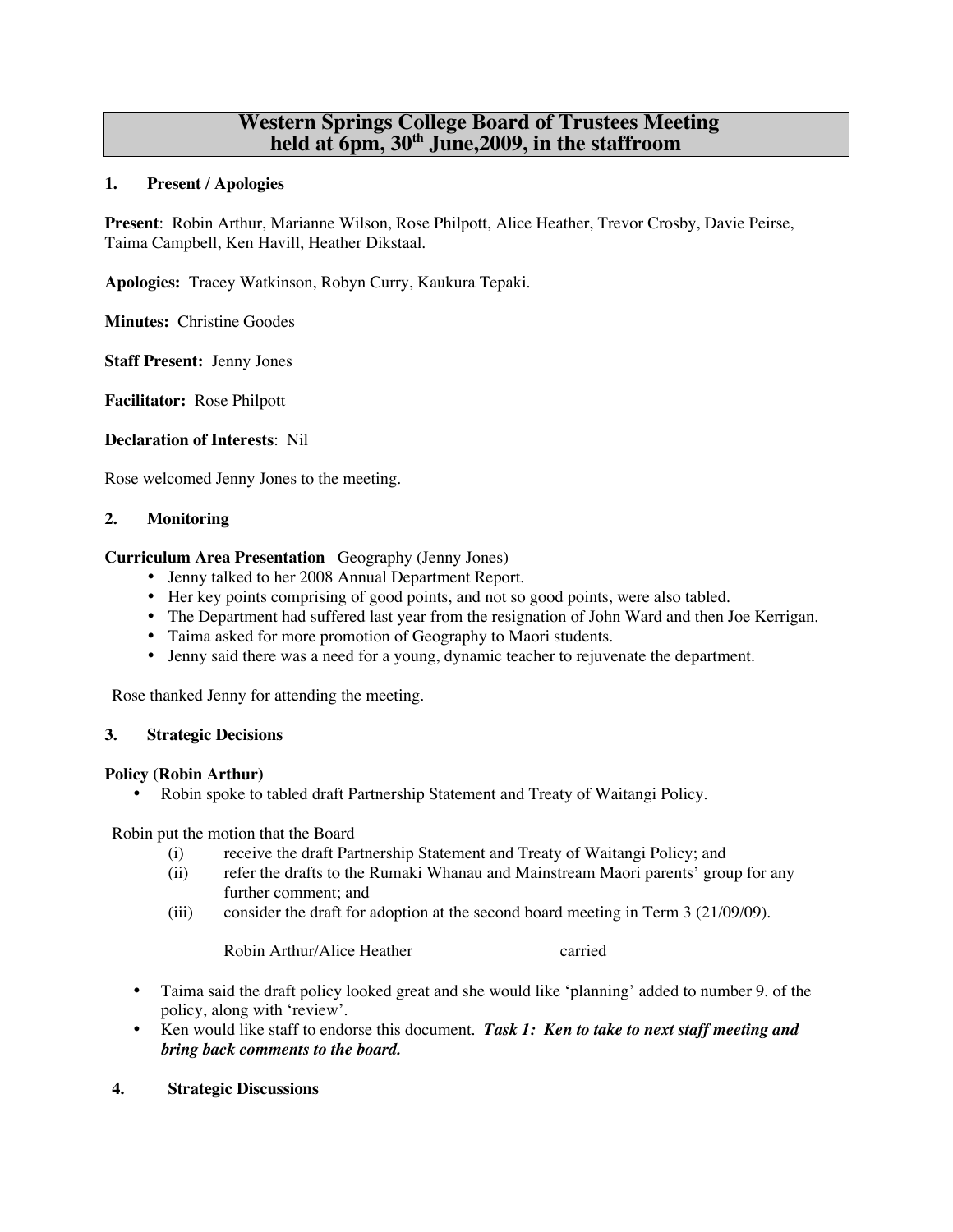# Western Springs College Board of Trustees Meeting held at 6pm, 30th June,2009, in the staffroom

## 1. Present / Apologies

**Present**: Robin Arthur, Marianne Wilson, Rose Philpott, Alice Heather, Trevor Crosby, Davie Peirse, Taima Campbell, Ken Havill, Heather Dikstaal.

**Apologies:** Tracey Watkinson, Robyn Curry, Kaukura Tepaki.

**Minutes:** Christine Goodes

**Staff Present:** Jenny Jones

**Facilitator:** Rose Philpott

**Declaration of Interests**: Nil

Rose welcomed Jenny Jones to the meeting.

## 2. Monitoring

**Curriculum Area Presentation** Geography (Jenny Jones)

- Jenny talked to her 2008 Annual Department Report.
- Her key points comprising of good points, and not so good points, were also tabled.
- The Department had suffered last year from the resignation of John Ward and then Joe Kerrigan.
- Taima asked for more promotion of Geography to Maori students.
- Jenny said there was a need for a young, dynamic teacher to rejuvenate the department.

Rose thanked Jenny for attending the meeting.

## 3. Strategic Decisions

**Policy (Robin Arthur)**

- Robin spoke to tabled draft Partnership Statement and Treaty of Waitangi Policy.

Robin put the motion that the Board

(i) receive the draft Partnership Statement and Treaty of Waitangi Policy; and
(ii) refer the drafts to the Rumaki Whanau and Mainstream Maori parents' group for any further comment; and
(iii) consider the draft for adoption at the second board meeting in Term 3 (21/09/09).

Robin Arthur/Alice Heather carried

- Taima said the draft policy looked great and she would like 'planning' added to number 9. of the policy, along with 'review'.
- Ken would like staff to endorse this document. ***Task 1: Ken to take to next staff meeting and bring back comments to the board.***

## 4. Strategic Discussions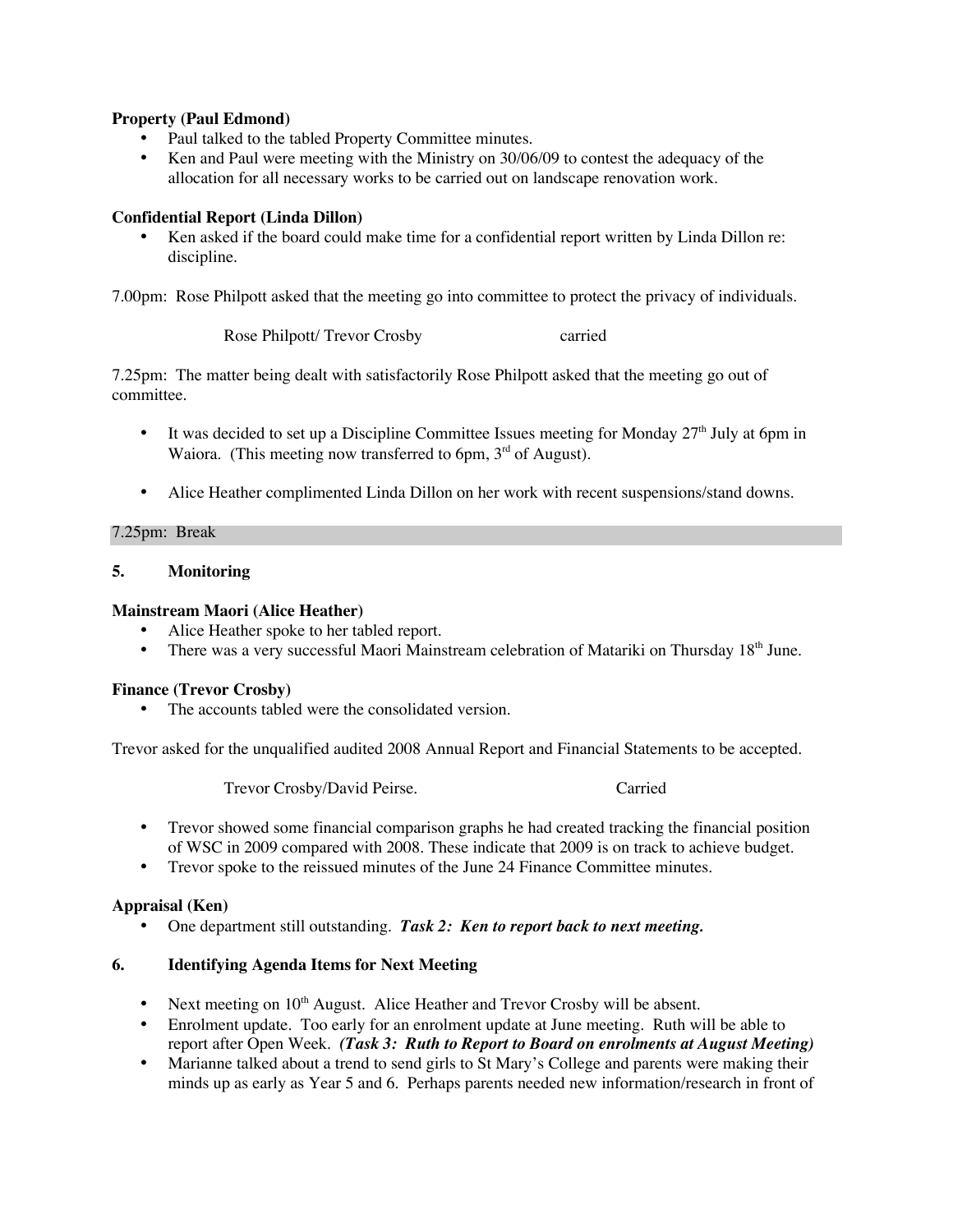**Property (Paul Edmond)**

- Paul talked to the tabled Property Committee minutes.
- Ken and Paul were meeting with the Ministry on 30/06/09 to contest the adequacy of the allocation for all necessary works to be carried out on landscape renovation work.

**Confidential Report (Linda Dillon)**

- Ken asked if the board could make time for a confidential report written by Linda Dillon re: discipline.

7.00pm: Rose Philpott asked that the meeting go into committee to protect the privacy of individuals.

Rose Philpott/ Trevor Crosby carried

7.25pm: The matter being dealt with satisfactorily Rose Philpott asked that the meeting go out of committee.

- It was decided to set up a Discipline Committee Issues meeting for Monday 27th July at 6pm in Waiora. (This meeting now transferred to 6pm, 3rd of August).

- Alice Heather complimented Linda Dillon on her work with recent suspensions/stand downs.

7.25pm: Break

## 5. Monitoring

**Mainstream Maori (Alice Heather)**

- Alice Heather spoke to her tabled report.
- There was a very successful Maori Mainstream celebration of Matariki on Thursday 18th June.

**Finance (Trevor Crosby)**

- The accounts tabled were the consolidated version.

Trevor asked for the unqualified audited 2008 Annual Report and Financial Statements to be accepted.

Trevor Crosby/David Peirse. Carried

- Trevor showed some financial comparison graphs he had created tracking the financial position of WSC in 2009 compared with 2008. These indicate that 2009 is on track to achieve budget.
- Trevor spoke to the reissued minutes of the June 24 Finance Committee minutes.

**Appraisal (Ken)**

- One department still outstanding. ***Task 2: Ken to report back to next meeting.***

## 6. Identifying Agenda Items for Next Meeting

- Next meeting on 10th August. Alice Heather and Trevor Crosby will be absent.
- Enrolment update. Too early for an enrolment update at June meeting. Ruth will be able to report after Open Week. ***(Task 3: Ruth to Report to Board on enrolments at August Meeting)***
- Marianne talked about a trend to send girls to St Mary's College and parents were making their minds up as early as Year 5 and 6. Perhaps parents needed new information/research in front of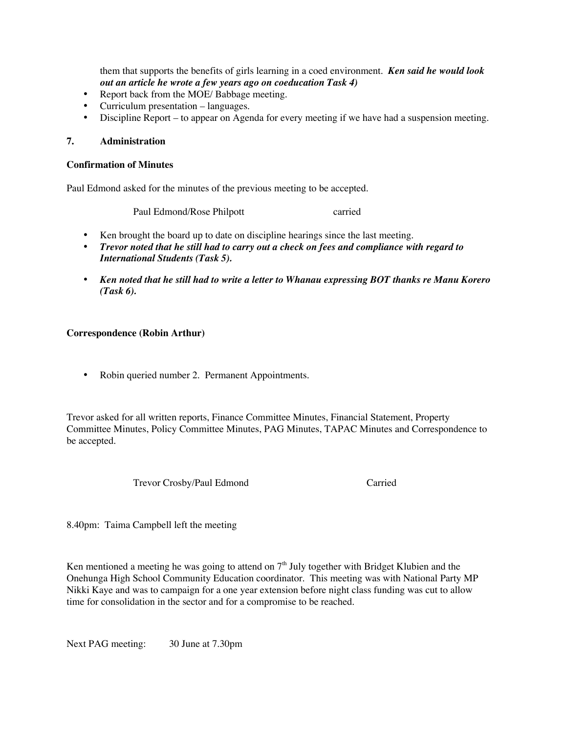them that supports the benefits of girls learning in a coed environment. ***Ken said he would look out an article he wrote a few years ago on coeducation Task 4)***

- Report back from the MOE/ Babbage meeting.
- Curriculum presentation – languages.
- Discipline Report – to appear on Agenda for every meeting if we have had a suspension meeting.

**7. Administration**

**Confirmation of Minutes**

Paul Edmond asked for the minutes of the previous meeting to be accepted.

Paul Edmond/Rose Philpott carried

- Ken brought the board up to date on discipline hearings since the last meeting.
- ***Trevor noted that he still had to carry out a check on fees and compliance with regard to International Students (Task 5).***
- ***Ken noted that he still had to write a letter to Whanau expressing BOT thanks re Manu Korero (Task 6).***

**Correspondence (Robin Arthur)**

- Robin queried number 2. Permanent Appointments.

Trevor asked for all written reports, Finance Committee Minutes, Financial Statement, Property Committee Minutes, Policy Committee Minutes, PAG Minutes, TAPAC Minutes and Correspondence to be accepted.

Trevor Crosby/Paul Edmond Carried

8.40pm: Taima Campbell left the meeting

Ken mentioned a meeting he was going to attend on 7th July together with Bridget Klubien and the Onehunga High School Community Education coordinator. This meeting was with National Party MP Nikki Kaye and was to campaign for a one year extension before night class funding was cut to allow time for consolidation in the sector and for a compromise to be reached.

Next PAG meeting: 30 June at 7.30pm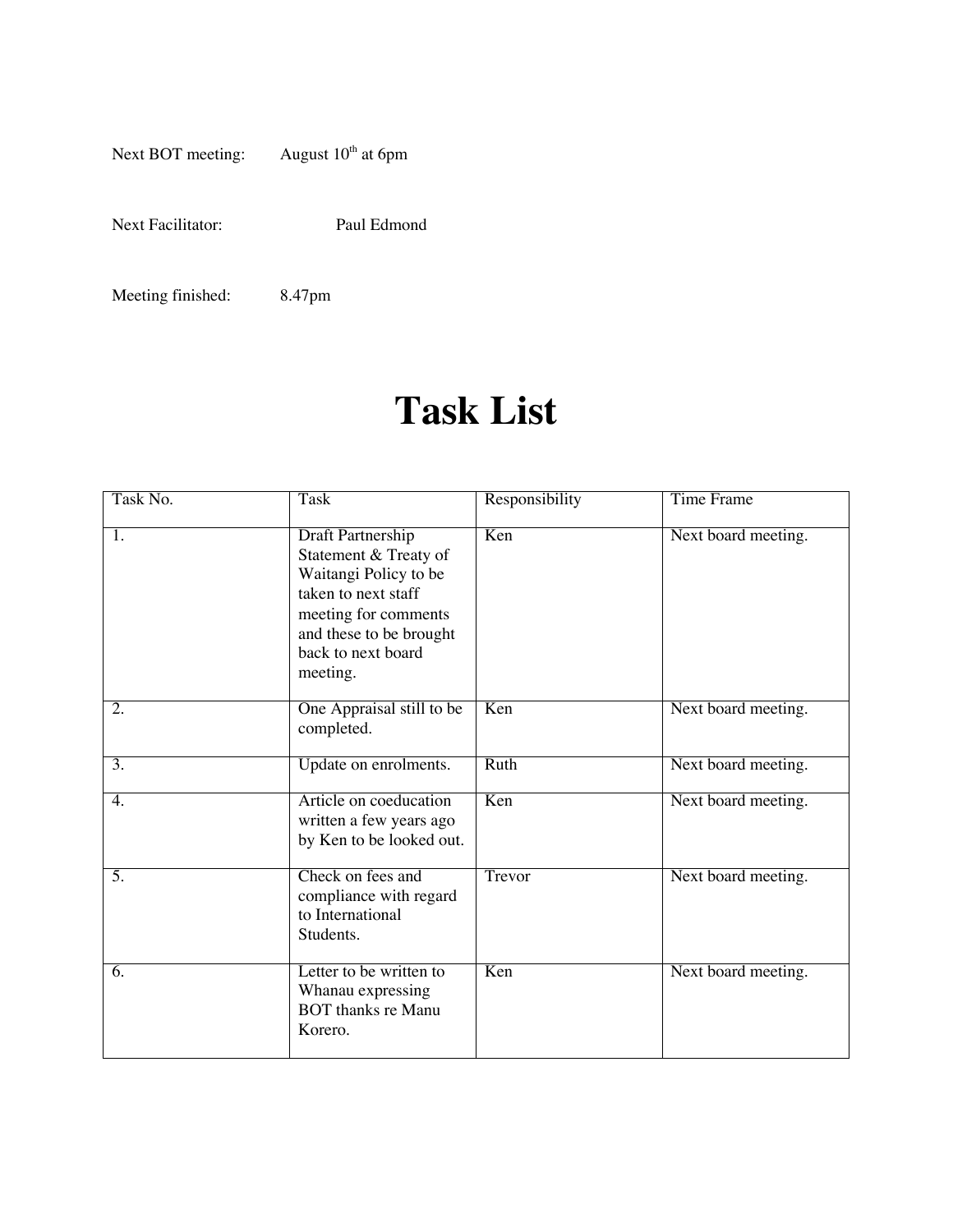Next BOT meeting: August 10th at 6pm

Next Facilitator: Paul Edmond

Meeting finished: 8.47pm

# Task List

| Task No. | Task | Responsibility | Time Frame |
|---|---|---|---|
| 1. | Draft Partnership Statement & Treaty of Waitangi Policy to be taken to next staff meeting for comments and these to be brought back to next board meeting. | Ken | Next board meeting. |
| 2. | One Appraisal still to be completed. | Ken | Next board meeting. |
| 3. | Update on enrolments. | Ruth | Next board meeting. |
| 4. | Article on coeducation written a few years ago by Ken to be looked out. | Ken | Next board meeting. |
| 5. | Check on fees and compliance with regard to International Students. | Trevor | Next board meeting. |
| 6. | Letter to be written to Whanau expressing BOT thanks re Manu Korero. | Ken | Next board meeting. |